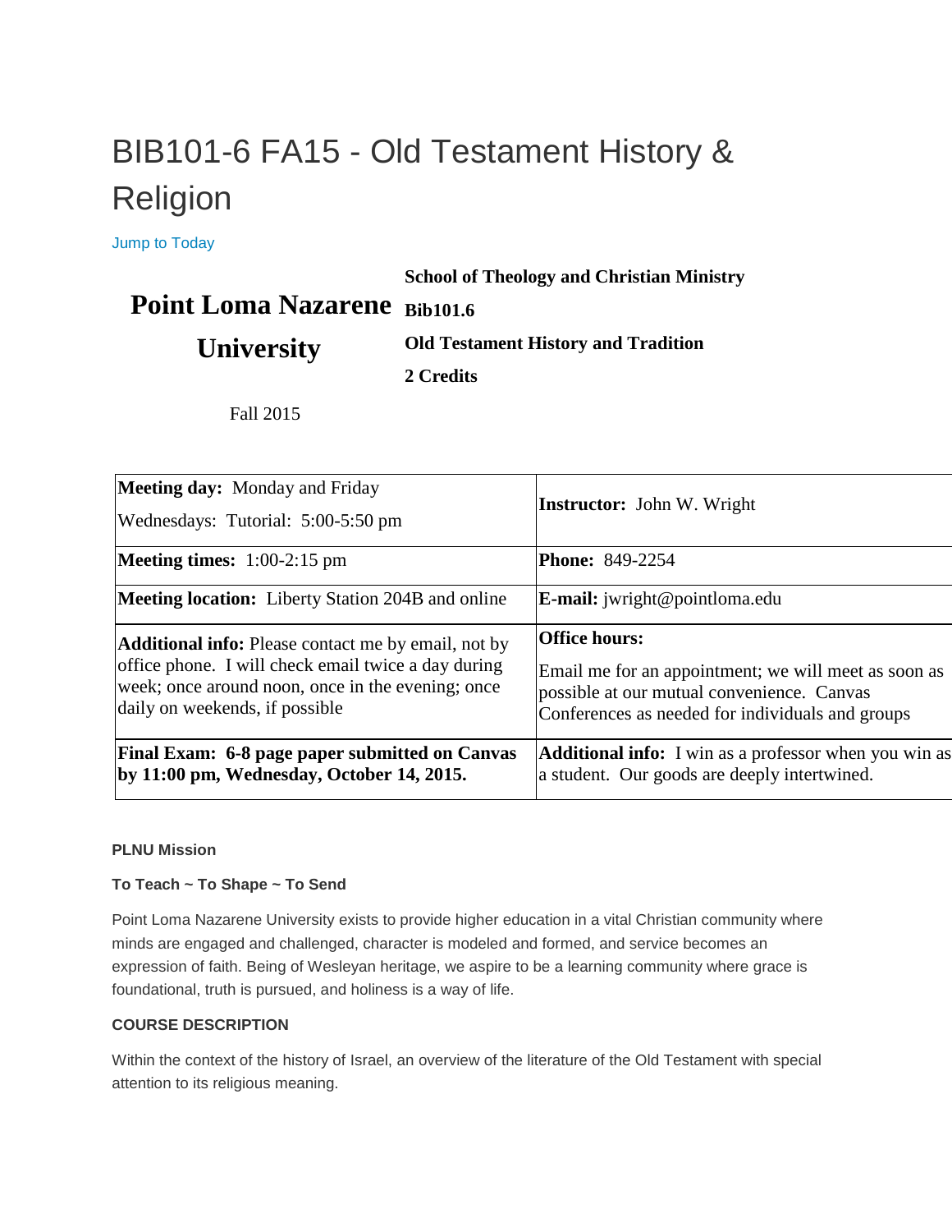# BIB101-6 FA15 - Old Testament History & Religion

Jump to Today

**Point Loma Nazarene University**

**School of Theology and Christian Ministry**

**Bib101.6**

**Old Testament History and Tradition**

**2 Credits**

Fall 2015

| | |
|---|---|
| **Meeting day:** Monday and Friday<br>Wednesdays: Tutorial: 5:00-5:50 pm | **Instructor:** John W. Wright |
| **Meeting times:** 1:00-2:15 pm | **Phone:** 849-2254 |
| **Meeting location:** Liberty Station 204B and online | **E-mail:** jwright@pointloma.edu |
| **Additional info:** Please contact me by email, not by office phone. I will check email twice a day during week; once around noon, once in the evening; once daily on weekends, if possible | **Office hours:**<br>Email me for an appointment; we will meet as soon as possible at our mutual convenience. Canvas Conferences as needed for individuals and groups |
| **Final Exam: 6-8 page paper submitted on Canvas by 11:00 pm, Wednesday, October 14, 2015.** | **Additional info:** I win as a professor when you win as a student. Our goods are deeply intertwined. |

#### PLNU Mission

#### To Teach ~ To Shape ~ To Send

Point Loma Nazarene University exists to provide higher education in a vital Christian community where minds are engaged and challenged, character is modeled and formed, and service becomes an expression of faith. Being of Wesleyan heritage, we aspire to be a learning community where grace is foundational, truth is pursued, and holiness is a way of life.

#### COURSE DESCRIPTION

Within the context of the history of Israel, an overview of the literature of the Old Testament with special attention to its religious meaning.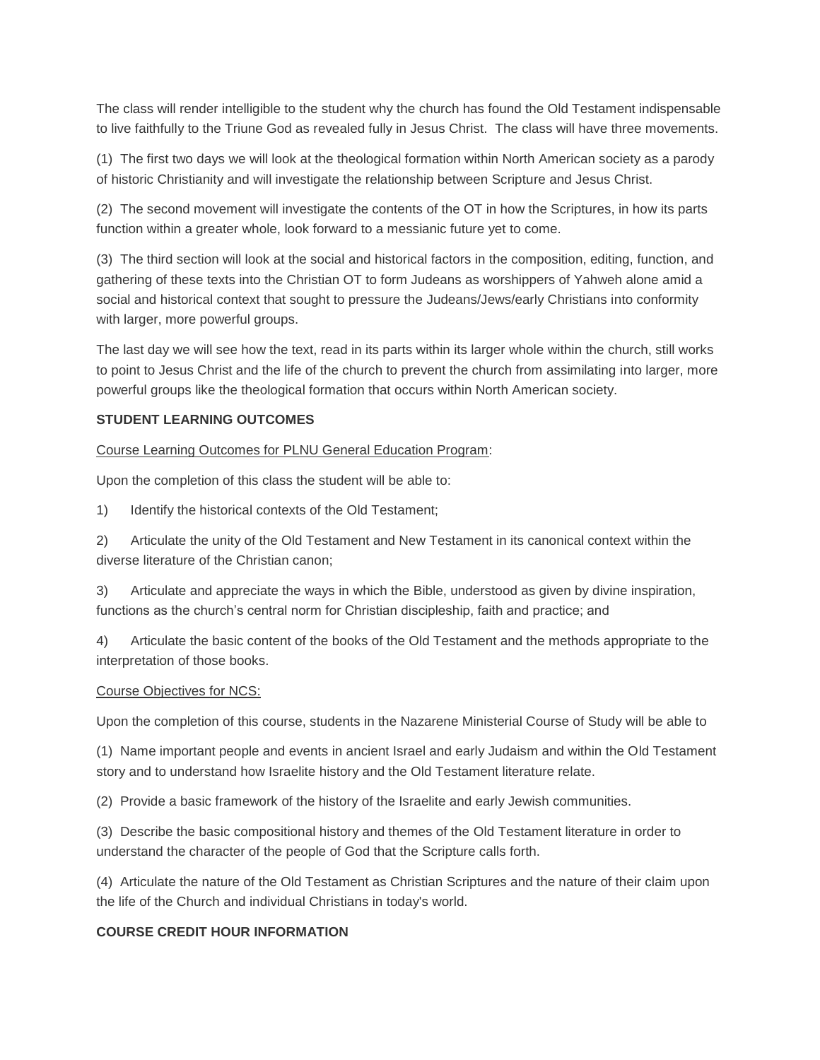The class will render intelligible to the student why the church has found the Old Testament indispensable to live faithfully to the Triune God as revealed fully in Jesus Christ.  The class will have three movements.

(1)  The first two days we will look at the theological formation within North American society as a parody of historic Christianity and will investigate the relationship between Scripture and Jesus Christ.

(2)  The second movement will investigate the contents of the OT in how the Scriptures, in how its parts function within a greater whole, look forward to a messianic future yet to come.

(3)  The third section will look at the social and historical factors in the composition, editing, function, and gathering of these texts into the Christian OT to form Judeans as worshippers of Yahweh alone amid a social and historical context that sought to pressure the Judeans/Jews/early Christians into conformity with larger, more powerful groups.

The last day we will see how the text, read in its parts within its larger whole within the church, still works to point to Jesus Christ and the life of the church to prevent the church from assimilating into larger, more powerful groups like the theological formation that occurs within North American society.

**STUDENT LEARNING OUTCOMES**

Course Learning Outcomes for PLNU General Education Program:

Upon the completion of this class the student will be able to:

1)  Identify the historical contexts of the Old Testament;

2)  Articulate the unity of the Old Testament and New Testament in its canonical context within the diverse literature of the Christian canon;

3)  Articulate and appreciate the ways in which the Bible, understood as given by divine inspiration, functions as the church's central norm for Christian discipleship, faith and practice; and

4)  Articulate the basic content of the books of the Old Testament and the methods appropriate to the interpretation of those books.

Course Objectives for NCS:

Upon the completion of this course, students in the Nazarene Ministerial Course of Study will be able to

(1)  Name important people and events in ancient Israel and early Judaism and within the Old Testament story and to understand how Israelite history and the Old Testament literature relate.

(2)  Provide a basic framework of the history of the Israelite and early Jewish communities.

(3)  Describe the basic compositional history and themes of the Old Testament literature in order to understand the character of the people of God that the Scripture calls forth.

(4)  Articulate the nature of the Old Testament as Christian Scriptures and the nature of their claim upon the life of the Church and individual Christians in today's world.

**COURSE CREDIT HOUR INFORMATION**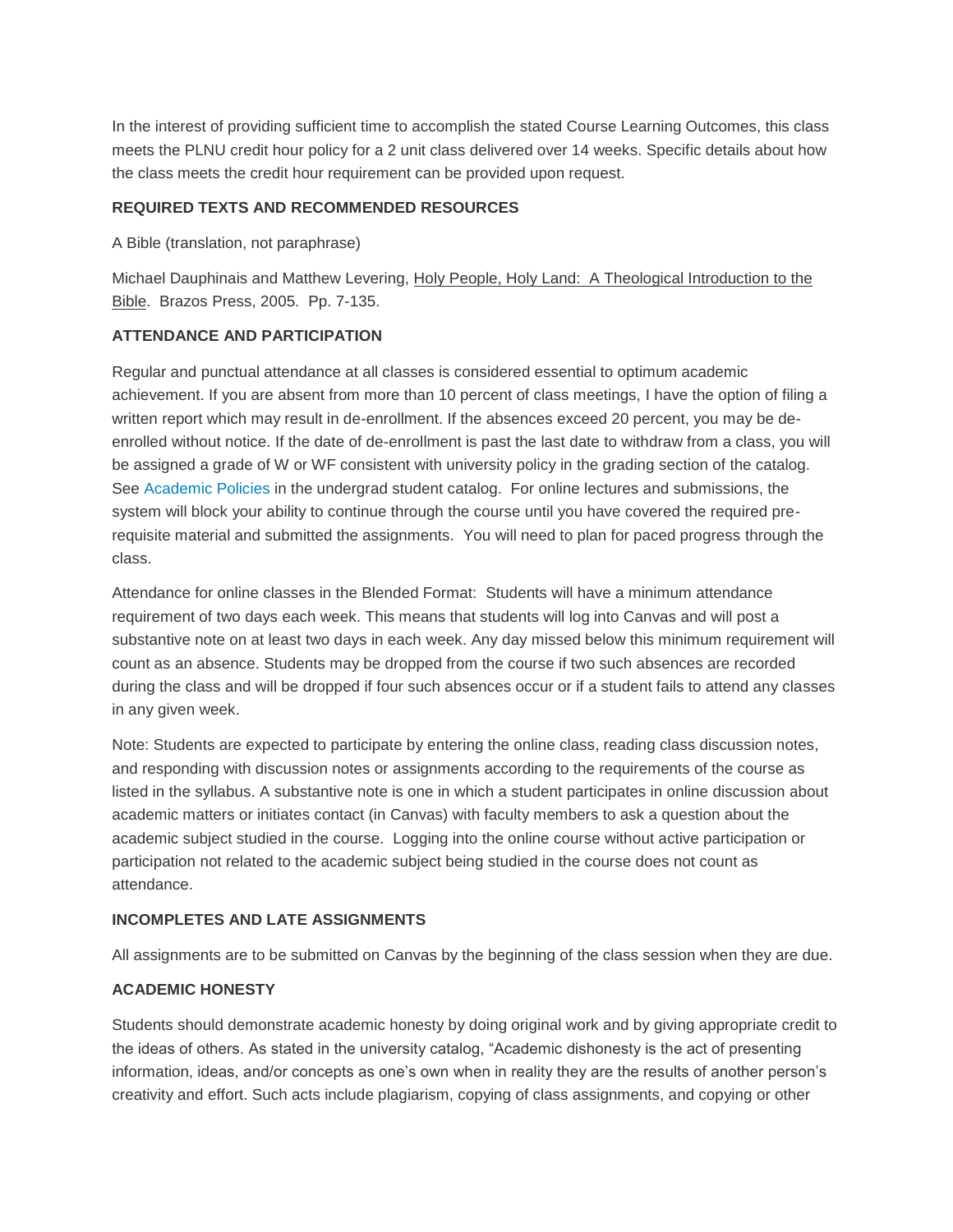In the interest of providing sufficient time to accomplish the stated Course Learning Outcomes, this class meets the PLNU credit hour policy for a 2 unit class delivered over 14 weeks. Specific details about how the class meets the credit hour requirement can be provided upon request.

**REQUIRED TEXTS AND RECOMMENDED RESOURCES**

A Bible (translation, not paraphrase)

Michael Dauphinais and Matthew Levering, Holy People, Holy Land: A Theological Introduction to the Bible. Brazos Press, 2005. Pp. 7-135.

**ATTENDANCE AND PARTICIPATION**

Regular and punctual attendance at all classes is considered essential to optimum academic achievement. If you are absent from more than 10 percent of class meetings, I have the option of filing a written report which may result in de-enrollment. If the absences exceed 20 percent, you may be de-enrolled without notice. If the date of de-enrollment is past the last date to withdraw from a class, you will be assigned a grade of W or WF consistent with university policy in the grading section of the catalog. See Academic Policies in the undergrad student catalog. For online lectures and submissions, the system will block your ability to continue through the course until you have covered the required pre-requisite material and submitted the assignments. You will need to plan for paced progress through the class.

Attendance for online classes in the Blended Format: Students will have a minimum attendance requirement of two days each week. This means that students will log into Canvas and will post a substantive note on at least two days in each week. Any day missed below this minimum requirement will count as an absence. Students may be dropped from the course if two such absences are recorded during the class and will be dropped if four such absences occur or if a student fails to attend any classes in any given week.

Note: Students are expected to participate by entering the online class, reading class discussion notes, and responding with discussion notes or assignments according to the requirements of the course as listed in the syllabus. A substantive note is one in which a student participates in online discussion about academic matters or initiates contact (in Canvas) with faculty members to ask a question about the academic subject studied in the course. Logging into the online course without active participation or participation not related to the academic subject being studied in the course does not count as attendance.

**INCOMPLETES AND LATE ASSIGNMENTS**

All assignments are to be submitted on Canvas by the beginning of the class session when they are due.

**ACADEMIC HONESTY**

Students should demonstrate academic honesty by doing original work and by giving appropriate credit to the ideas of others. As stated in the university catalog, "Academic dishonesty is the act of presenting information, ideas, and/or concepts as one's own when in reality they are the results of another person's creativity and effort. Such acts include plagiarism, copying of class assignments, and copying or other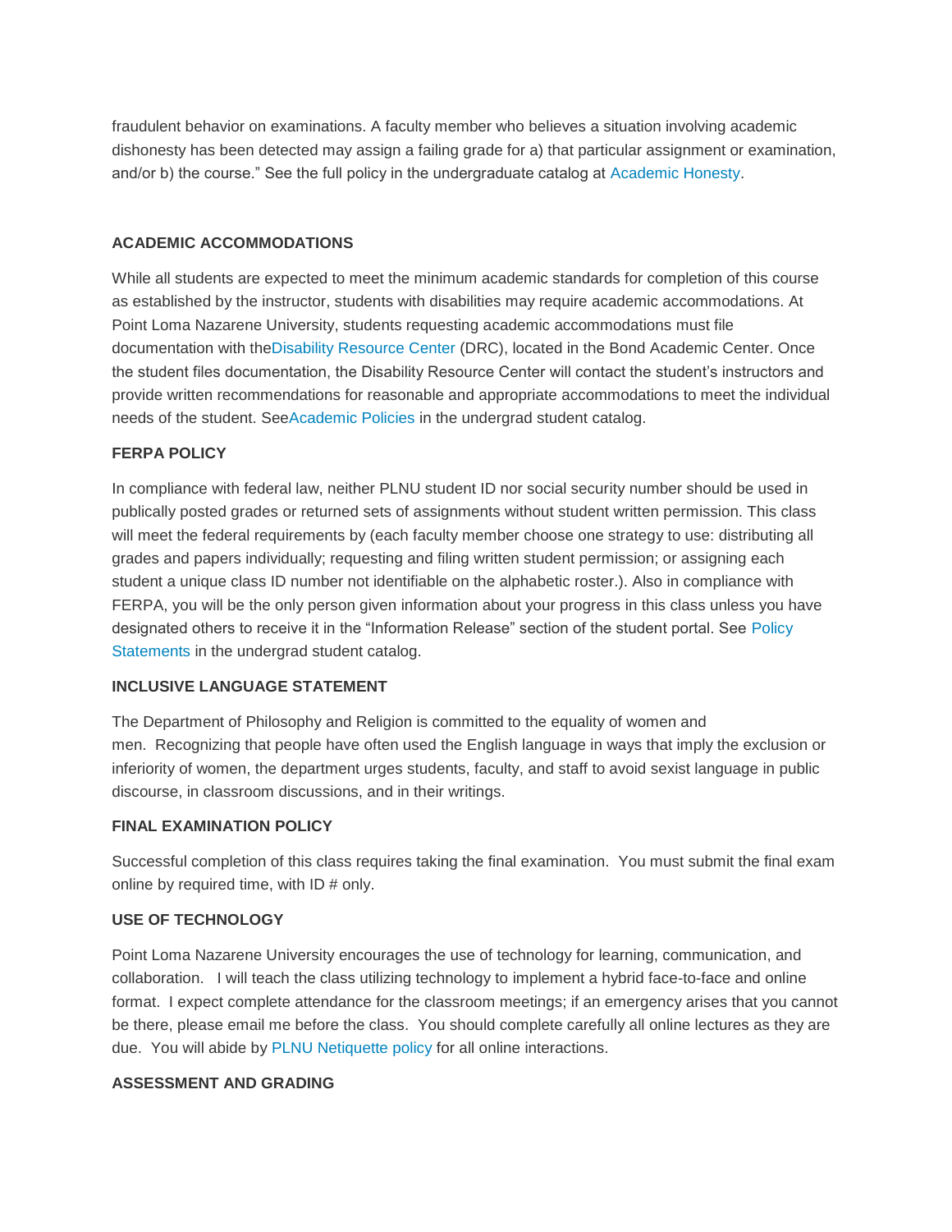fraudulent behavior on examinations. A faculty member who believes a situation involving academic dishonesty has been detected may assign a failing grade for a) that particular assignment or examination, and/or b) the course." See the full policy in the undergraduate catalog at Academic Honesty.

**ACADEMIC ACCOMMODATIONS**

While all students are expected to meet the minimum academic standards for completion of this course as established by the instructor, students with disabilities may require academic accommodations. At Point Loma Nazarene University, students requesting academic accommodations must file documentation with theDisability Resource Center (DRC), located in the Bond Academic Center. Once the student files documentation, the Disability Resource Center will contact the student's instructors and provide written recommendations for reasonable and appropriate accommodations to meet the individual needs of the student. SeeAcademic Policies in the undergrad student catalog.

**FERPA POLICY**

In compliance with federal law, neither PLNU student ID nor social security number should be used in publically posted grades or returned sets of assignments without student written permission. This class will meet the federal requirements by (each faculty member choose one strategy to use: distributing all grades and papers individually; requesting and filing written student permission; or assigning each student a unique class ID number not identifiable on the alphabetic roster.). Also in compliance with FERPA, you will be the only person given information about your progress in this class unless you have designated others to receive it in the "Information Release" section of the student portal. See Policy Statements in the undergrad student catalog.

**INCLUSIVE LANGUAGE STATEMENT**

The Department of Philosophy and Religion is committed to the equality of women and men. Recognizing that people have often used the English language in ways that imply the exclusion or inferiority of women, the department urges students, faculty, and staff to avoid sexist language in public discourse, in classroom discussions, and in their writings.

**FINAL EXAMINATION POLICY**

Successful completion of this class requires taking the final examination. You must submit the final exam online by required time, with ID # only.

**USE OF TECHNOLOGY**

Point Loma Nazarene University encourages the use of technology for learning, communication, and collaboration. I will teach the class utilizing technology to implement a hybrid face-to-face and online format. I expect complete attendance for the classroom meetings; if an emergency arises that you cannot be there, please email me before the class. You should complete carefully all online lectures as they are due. You will abide by PLNU Netiquette policy for all online interactions.

**ASSESSMENT AND GRADING**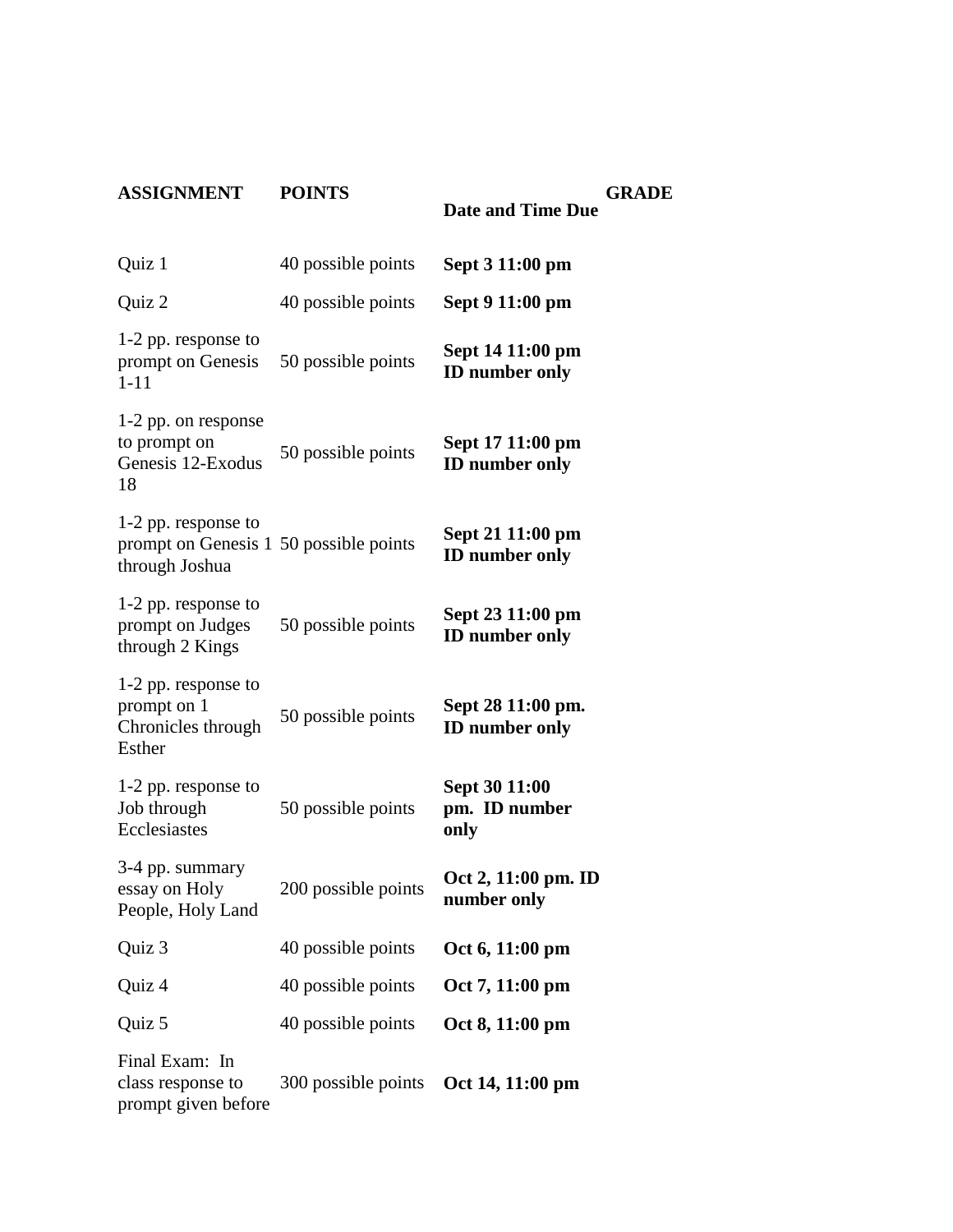| **ASSIGNMENT** | **POINTS** | **Date and Time Due** | **GRADE** |
|---|---|---|---|
| Quiz 1 | 40 possible points | **Sept 3 11:00 pm** | |
| Quiz 2 | 40 possible points | **Sept 9 11:00 pm** | |
| 1-2 pp. response to prompt on Genesis 1-11 | 50 possible points | **Sept 14 11:00 pm ID number only** | |
| 1-2 pp. on response to prompt on Genesis 12-Exodus 18 | 50 possible points | **Sept 17 11:00 pm ID number only** | |
| 1-2 pp. response to prompt on Genesis 1 through Joshua | 50 possible points | **Sept 21 11:00 pm ID number only** | |
| 1-2 pp. response to prompt on Judges through 2 Kings | 50 possible points | **Sept 23 11:00 pm ID number only** | |
| 1-2 pp. response to prompt on 1 Chronicles through Esther | 50 possible points | **Sept 28 11:00 pm. ID number only** | |
| 1-2 pp. response to Job through Ecclesiastes | 50 possible points | **Sept 30 11:00 pm. ID number only** | |
| 3-4 pp. summary essay on Holy People, Holy Land | 200 possible points | **Oct 2, 11:00 pm. ID number only** | |
| Quiz 3 | 40 possible points | **Oct 6, 11:00 pm** | |
| Quiz 4 | 40 possible points | **Oct 7, 11:00 pm** | |
| Quiz 5 | 40 possible points | **Oct 8, 11:00 pm** | |
| Final Exam: In class response to prompt given before | 300 possible points | **Oct 14, 11:00 pm** | |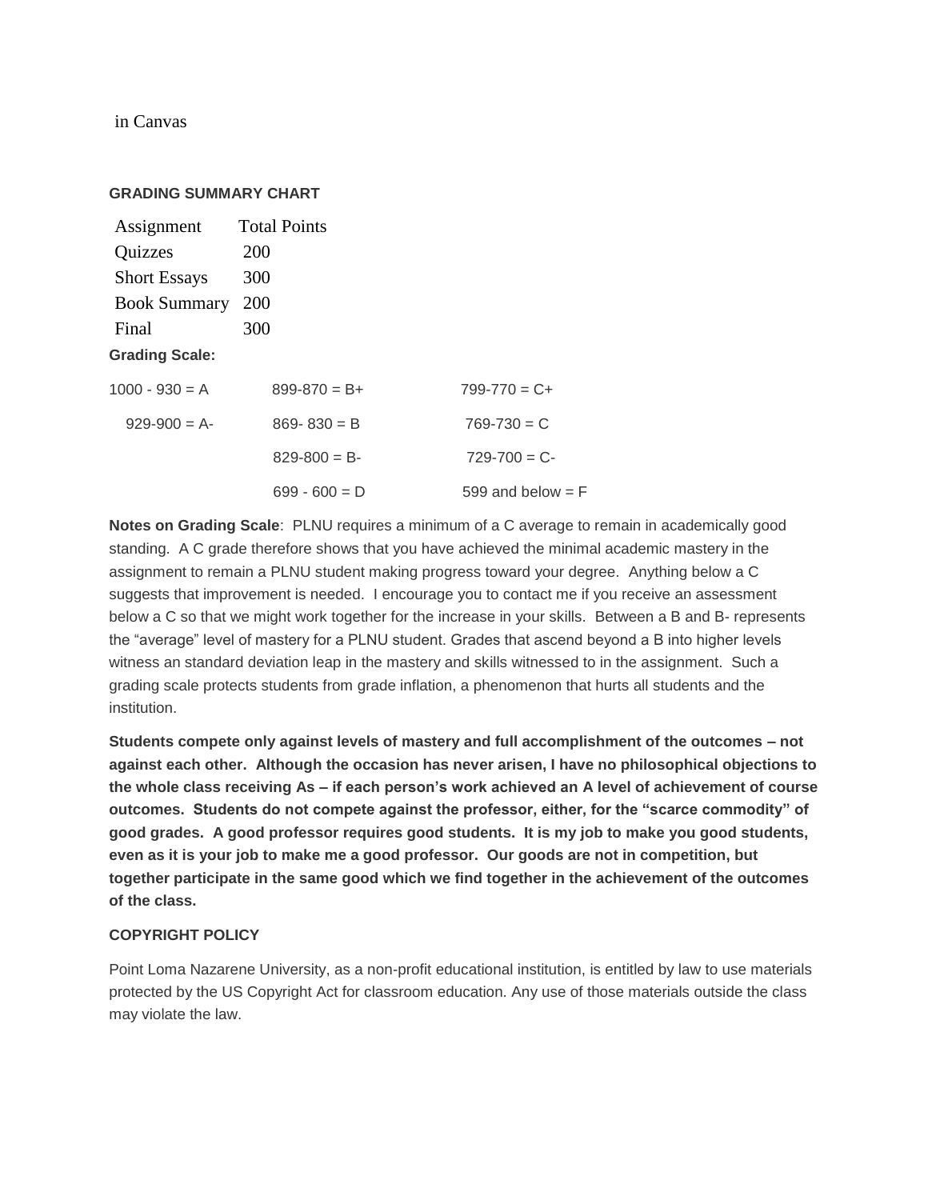in Canvas

**GRADING SUMMARY CHART**

| Assignment | Total Points |
| --- | --- |
| Quizzes | 200 |
| Short Essays | 300 |
| Book Summary | 200 |
| Final | 300 |

**Grading Scale:**

| | | |
| --- | --- | --- |
| 1000 - 930 = A | 899-870 = B+ | 799-770 = C+ |
| 929-900 = A- | 869- 830 = B | 769-730 = C |
| | 829-800 = B- | 729-700 = C- |
| | 699 - 600 = D | 599 and below = F |

**Notes on Grading Scale**: PLNU requires a minimum of a C average to remain in academically good standing. A C grade therefore shows that you have achieved the minimal academic mastery in the assignment to remain a PLNU student making progress toward your degree. Anything below a C suggests that improvement is needed. I encourage you to contact me if you receive an assessment below a C so that we might work together for the increase in your skills. Between a B and B- represents the "average" level of mastery for a PLNU student. Grades that ascend beyond a B into higher levels witness an standard deviation leap in the mastery and skills witnessed to in the assignment. Such a grading scale protects students from grade inflation, a phenomenon that hurts all students and the institution.

**Students compete only against levels of mastery and full accomplishment of the outcomes – not against each other. Although the occasion has never arisen, I have no philosophical objections to the whole class receiving As – if each person's work achieved an A level of achievement of course outcomes. Students do not compete against the professor, either, for the "scarce commodity" of good grades. A good professor requires good students. It is my job to make you good students, even as it is your job to make me a good professor. Our goods are not in competition, but together participate in the same good which we find together in the achievement of the outcomes of the class.**

**COPYRIGHT POLICY**

Point Loma Nazarene University, as a non-profit educational institution, is entitled by law to use materials protected by the US Copyright Act for classroom education. Any use of those materials outside the class may violate the law.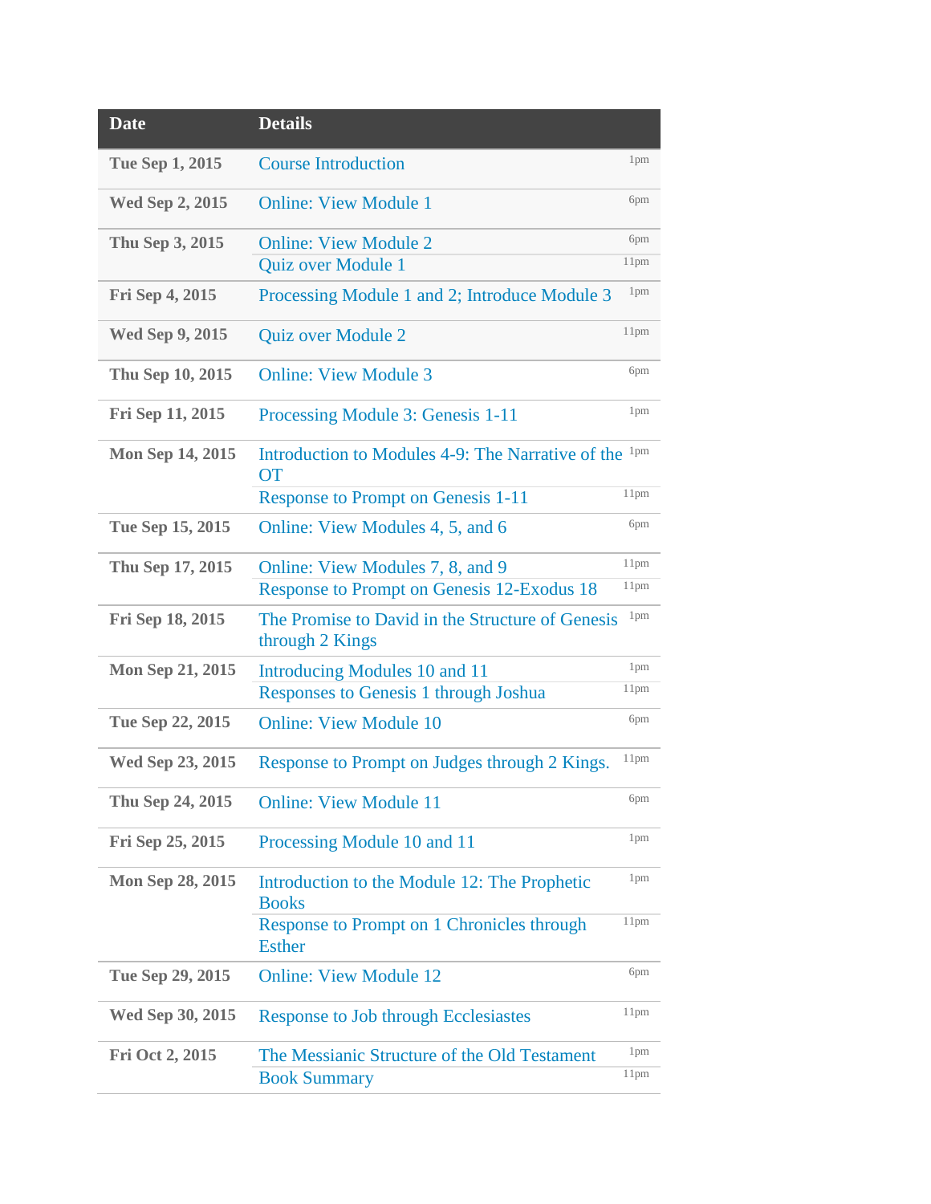| Date | Details | |
|---|---|---|
| Tue Sep 1, 2015 | Course Introduction | 1pm |
| Wed Sep 2, 2015 | Online: View Module 1 | 6pm |
| Thu Sep 3, 2015 | Online: View Module 2 | 6pm |
| | Quiz over Module 1 | 11pm |
| Fri Sep 4, 2015 | Processing Module 1 and 2; Introduce Module 3 | 1pm |
| Wed Sep 9, 2015 | Quiz over Module 2 | 11pm |
| Thu Sep 10, 2015 | Online: View Module 3 | 6pm |
| Fri Sep 11, 2015 | Processing Module 3: Genesis 1-11 | 1pm |
| Mon Sep 14, 2015 | Introduction to Modules 4-9: The Narrative of the OT | 1pm |
| | Response to Prompt on Genesis 1-11 | 11pm |
| Tue Sep 15, 2015 | Online: View Modules 4, 5, and 6 | 6pm |
| Thu Sep 17, 2015 | Online: View Modules 7, 8, and 9 | 11pm |
| | Response to Prompt on Genesis 12-Exodus 18 | 11pm |
| Fri Sep 18, 2015 | The Promise to David in the Structure of Genesis through 2 Kings | 1pm |
| Mon Sep 21, 2015 | Introducing Modules 10 and 11 | 1pm |
| | Responses to Genesis 1 through Joshua | 11pm |
| Tue Sep 22, 2015 | Online: View Module 10 | 6pm |
| Wed Sep 23, 2015 | Response to Prompt on Judges through 2 Kings. | 11pm |
| Thu Sep 24, 2015 | Online: View Module 11 | 6pm |
| Fri Sep 25, 2015 | Processing Module 10 and 11 | 1pm |
| Mon Sep 28, 2015 | Introduction to the Module 12: The Prophetic Books | 1pm |
| | Response to Prompt on 1 Chronicles through Esther | 11pm |
| Tue Sep 29, 2015 | Online: View Module 12 | 6pm |
| Wed Sep 30, 2015 | Response to Job through Ecclesiastes | 11pm |
| Fri Oct 2, 2015 | The Messianic Structure of the Old Testament | 1pm |
| | Book Summary | 11pm |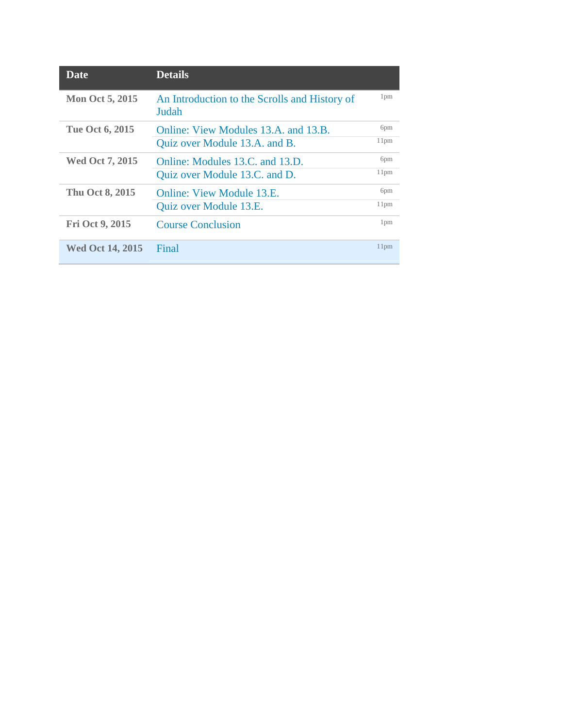| Date | Details | |
|---|---|---|
| Mon Oct 5, 2015 | An Introduction to the Scrolls and History of Judah | 1pm |
| Tue Oct 6, 2015 | Online: View Modules 13.A. and 13.B. | 6pm |
| | Quiz over Module 13.A. and B. | 11pm |
| Wed Oct 7, 2015 | Online: Modules 13.C. and 13.D. | 6pm |
| | Quiz over Module 13.C. and D. | 11pm |
| Thu Oct 8, 2015 | Online: View Module 13.E. | 6pm |
| | Quiz over Module 13.E. | 11pm |
| Fri Oct 9, 2015 | Course Conclusion | 1pm |
| Wed Oct 14, 2015 | Final | 11pm |